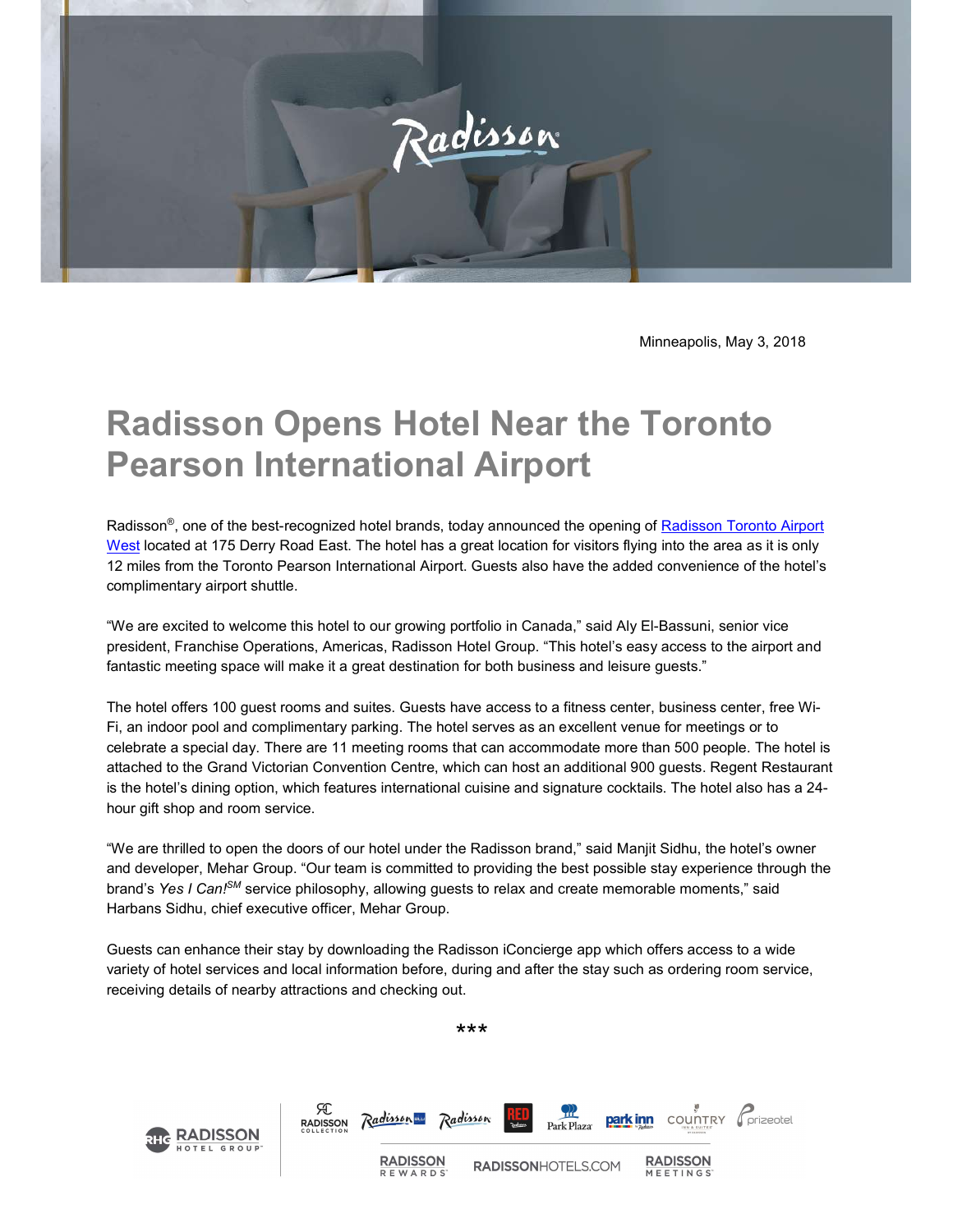Minneapolis, May 3, 2018

# Radisson Opens Hotel Near the Toronto Pearson International Airport

Radisson®, one of the best-recognized hotel brands, today announced the opening of Radisson Toronto Airport West located at 175 Derry Road East. The hotel has a great location for visitors flying into the area as it is only 12 miles from the Toronto Pearson International Airport. Guests also have the added convenience of the hotel's complimentary airport shuttle.

"We are excited to welcome this hotel to our growing portfolio in Canada," said Aly El-Bassuni, senior vice president, Franchise Operations, Americas, Radisson Hotel Group. "This hotel's easy access to the airport and fantastic meeting space will make it a great destination for both business and leisure guests."

The hotel offers 100 guest rooms and suites. Guests have access to a fitness center, business center, free Wi-Fi, an indoor pool and complimentary parking. The hotel serves as an excellent venue for meetings or to celebrate a special day. There are 11 meeting rooms that can accommodate more than 500 people. The hotel is attached to the Grand Victorian Convention Centre, which can host an additional 900 guests. Regent Restaurant is the hotel's dining option, which features international cuisine and signature cocktails. The hotel also has a 24-hour gift shop and room service.

"We are thrilled to open the doors of our hotel under the Radisson brand," said Manjit Sidhu, the hotel's owner and developer, Mehar Group. "Our team is committed to providing the best possible stay experience through the brand's *Yes I Can!*℠ service philosophy, allowing guests to relax and create memorable moments," said Harbans Sidhu, chief executive officer, Mehar Group.

Guests can enhance their stay by downloading the Radisson iConcierge app which offers access to a wide variety of hotel services and local information before, during and after the stay such as ordering room service, receiving details of nearby attractions and checking out.

***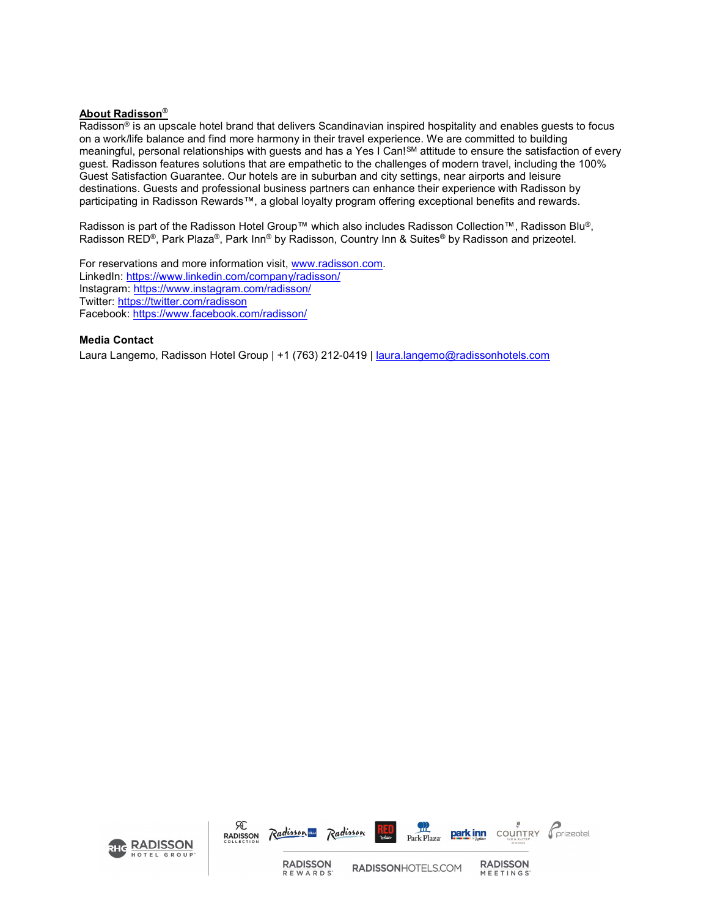**About Radisson®**

Radisson® is an upscale hotel brand that delivers Scandinavian inspired hospitality and enables guests to focus on a work/life balance and find more harmony in their travel experience. We are committed to building meaningful, personal relationships with guests and has a Yes I Can!SM attitude to ensure the satisfaction of every guest. Radisson features solutions that are empathetic to the challenges of modern travel, including the 100% Guest Satisfaction Guarantee. Our hotels are in suburban and city settings, near airports and leisure destinations. Guests and professional business partners can enhance their experience with Radisson by participating in Radisson Rewards™, a global loyalty program offering exceptional benefits and rewards.

Radisson is part of the Radisson Hotel Group™ which also includes Radisson Collection™, Radisson Blu®, Radisson RED®, Park Plaza®, Park Inn® by Radisson, Country Inn & Suites® by Radisson and prizeotel.

For reservations and more information visit, www.radisson.com.
LinkedIn: https://www.linkedin.com/company/radisson/
Instagram: https://www.instagram.com/radisson/
Twitter: https://twitter.com/radisson
Facebook: https://www.facebook.com/radisson/

**Media Contact**

Laura Langemo, Radisson Hotel Group | +1 (763) 212-0419 | laura.langemo@radissonhotels.com